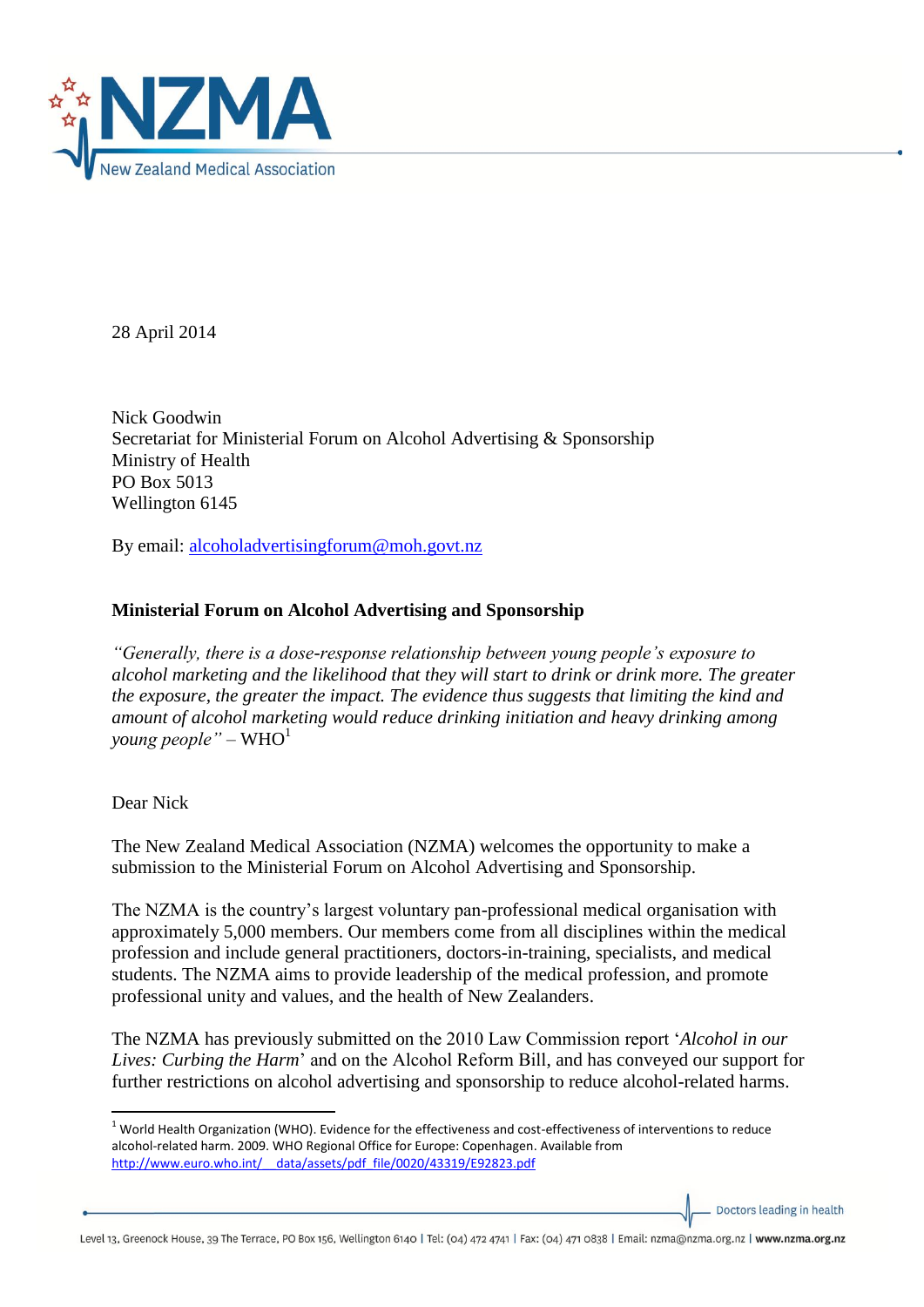28 April 2014

Nick Goodwin
Secretariat for Ministerial Forum on Alcohol Advertising & Sponsorship
Ministry of Health
PO Box 5013
Wellington 6145

By email: alcoholadvertisingforum@moh.govt.nz

**Ministerial Forum on Alcohol Advertising and Sponsorship**

*"Generally, there is a dose-response relationship between young people's exposure to alcohol marketing and the likelihood that they will start to drink or drink more. The greater the exposure, the greater the impact. The evidence thus suggests that limiting the kind and amount of alcohol marketing would reduce drinking initiation and heavy drinking among young people"* – WHO[1]

Dear Nick

The New Zealand Medical Association (NZMA) welcomes the opportunity to make a submission to the Ministerial Forum on Alcohol Advertising and Sponsorship.

The NZMA is the country's largest voluntary pan-professional medical organisation with approximately 5,000 members. Our members come from all disciplines within the medical profession and include general practitioners, doctors-in-training, specialists, and medical students. The NZMA aims to provide leadership of the medical profession, and promote professional unity and values, and the health of New Zealanders.

The NZMA has previously submitted on the 2010 Law Commission report '*Alcohol in our Lives: Curbing the Harm*' and on the Alcohol Reform Bill, and has conveyed our support for further restrictions on alcohol advertising and sponsorship to reduce alcohol-related harms.

---

[1] World Health Organization (WHO). Evidence for the effectiveness and cost-effectiveness of interventions to reduce alcohol-related harm. 2009. WHO Regional Office for Europe: Copenhagen. Available from http://www.euro.who.int/__data/assets/pdf_file/0020/43319/E92823.pdf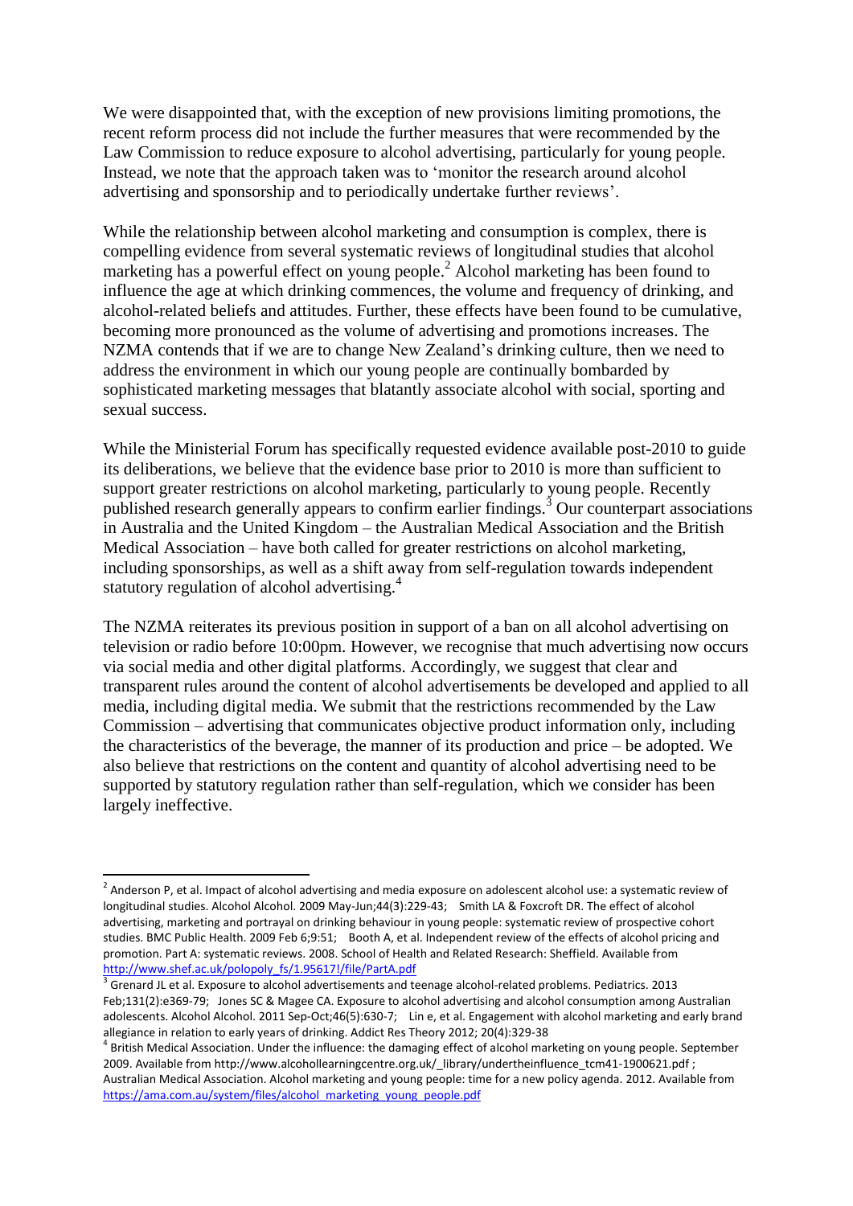We were disappointed that, with the exception of new provisions limiting promotions, the recent reform process did not include the further measures that were recommended by the Law Commission to reduce exposure to alcohol advertising, particularly for young people. Instead, we note that the approach taken was to 'monitor the research around alcohol advertising and sponsorship and to periodically undertake further reviews'.

While the relationship between alcohol marketing and consumption is complex, there is compelling evidence from several systematic reviews of longitudinal studies that alcohol marketing has a powerful effect on young people.[2] Alcohol marketing has been found to influence the age at which drinking commences, the volume and frequency of drinking, and alcohol-related beliefs and attitudes. Further, these effects have been found to be cumulative, becoming more pronounced as the volume of advertising and promotions increases. The NZMA contends that if we are to change New Zealand's drinking culture, then we need to address the environment in which our young people are continually bombarded by sophisticated marketing messages that blatantly associate alcohol with social, sporting and sexual success.

While the Ministerial Forum has specifically requested evidence available post-2010 to guide its deliberations, we believe that the evidence base prior to 2010 is more than sufficient to support greater restrictions on alcohol marketing, particularly to young people. Recently published research generally appears to confirm earlier findings.[3] Our counterpart associations in Australia and the United Kingdom – the Australian Medical Association and the British Medical Association – have both called for greater restrictions on alcohol marketing, including sponsorships, as well as a shift away from self-regulation towards independent statutory regulation of alcohol advertising.[4]

The NZMA reiterates its previous position in support of a ban on all alcohol advertising on television or radio before 10:00pm. However, we recognise that much advertising now occurs via social media and other digital platforms. Accordingly, we suggest that clear and transparent rules around the content of alcohol advertisements be developed and applied to all media, including digital media. We submit that the restrictions recommended by the Law Commission – advertising that communicates objective product information only, including the characteristics of the beverage, the manner of its production and price – be adopted. We also believe that restrictions on the content and quantity of alcohol advertising need to be supported by statutory regulation rather than self-regulation, which we consider has been largely ineffective.

---

[2] Anderson P, et al. Impact of alcohol advertising and media exposure on adolescent alcohol use: a systematic review of longitudinal studies. Alcohol Alcohol. 2009 May-Jun;44(3):229-43; Smith LA & Foxcroft DR. The effect of alcohol advertising, marketing and portrayal on drinking behaviour in young people: systematic review of prospective cohort studies. BMC Public Health. 2009 Feb 6;9:51; Booth A, et al. Independent review of the effects of alcohol pricing and promotion. Part A: systematic reviews. 2008. School of Health and Related Research: Sheffield. Available from http://www.shef.ac.uk/polopoly_fs/1.95617!/file/PartA.pdf

[3] Grenard JL et al. Exposure to alcohol advertisements and teenage alcohol-related problems. Pediatrics. 2013 Feb;131(2):e369-79; Jones SC & Magee CA. Exposure to alcohol advertising and alcohol consumption among Australian adolescents. Alcohol Alcohol. 2011 Sep-Oct;46(5):630-7; Lin e, et al. Engagement with alcohol marketing and early brand allegiance in relation to early years of drinking. Addict Res Theory 2012; 20(4):329-38

[4] British Medical Association. Under the influence: the damaging effect of alcohol marketing on young people. September 2009. Available from http://www.alcohollearningcentre.org.uk/_library/undertheinfluence_tcm41-1900621.pdf ; Australian Medical Association. Alcohol marketing and young people: time for a new policy agenda. 2012. Available from https://ama.com.au/system/files/alcohol_marketing_young_people.pdf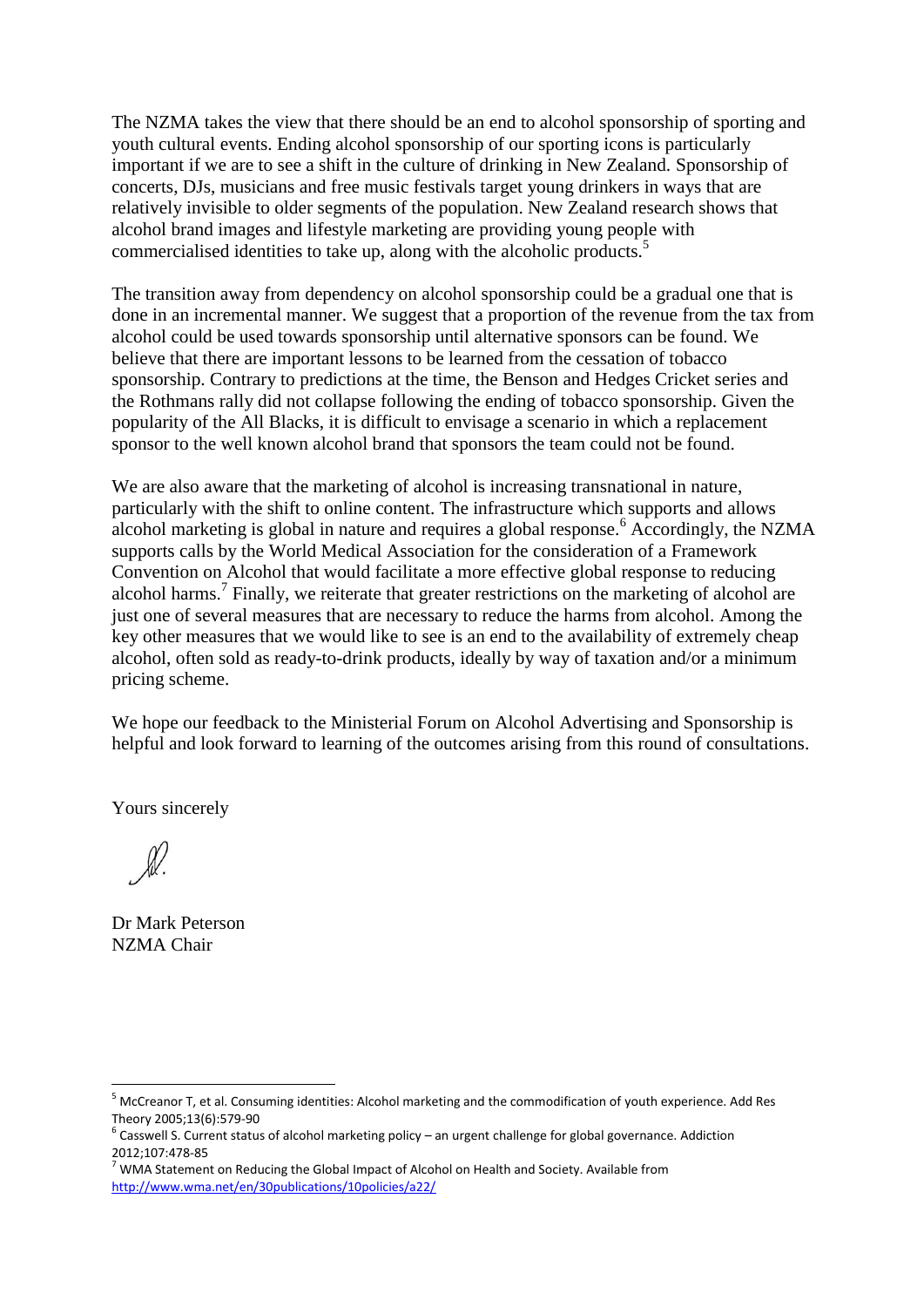The NZMA takes the view that there should be an end to alcohol sponsorship of sporting and youth cultural events. Ending alcohol sponsorship of our sporting icons is particularly important if we are to see a shift in the culture of drinking in New Zealand. Sponsorship of concerts, DJs, musicians and free music festivals target young drinkers in ways that are relatively invisible to older segments of the population. New Zealand research shows that alcohol brand images and lifestyle marketing are providing young people with commercialised identities to take up, along with the alcoholic products.[5]

The transition away from dependency on alcohol sponsorship could be a gradual one that is done in an incremental manner. We suggest that a proportion of the revenue from the tax from alcohol could be used towards sponsorship until alternative sponsors can be found. We believe that there are important lessons to be learned from the cessation of tobacco sponsorship. Contrary to predictions at the time, the Benson and Hedges Cricket series and the Rothmans rally did not collapse following the ending of tobacco sponsorship. Given the popularity of the All Blacks, it is difficult to envisage a scenario in which a replacement sponsor to the well known alcohol brand that sponsors the team could not be found.

We are also aware that the marketing of alcohol is increasing transnational in nature, particularly with the shift to online content. The infrastructure which supports and allows alcohol marketing is global in nature and requires a global response.[6] Accordingly, the NZMA supports calls by the World Medical Association for the consideration of a Framework Convention on Alcohol that would facilitate a more effective global response to reducing alcohol harms.[7] Finally, we reiterate that greater restrictions on the marketing of alcohol are just one of several measures that are necessary to reduce the harms from alcohol. Among the key other measures that we would like to see is an end to the availability of extremely cheap alcohol, often sold as ready-to-drink products, ideally by way of taxation and/or a minimum pricing scheme.

We hope our feedback to the Ministerial Forum on Alcohol Advertising and Sponsorship is helpful and look forward to learning of the outcomes arising from this round of consultations.

Yours sincerely

Dr Mark Peterson
NZMA Chair

---

[5] McCreanor T, et al. Consuming identities: Alcohol marketing and the commodification of youth experience. Add Res Theory 2005;13(6):579-90

[6] Casswell S. Current status of alcohol marketing policy – an urgent challenge for global governance. Addiction 2012;107:478-85

[7] WMA Statement on Reducing the Global Impact of Alcohol on Health and Society. Available from http://www.wma.net/en/30publications/10policies/a22/